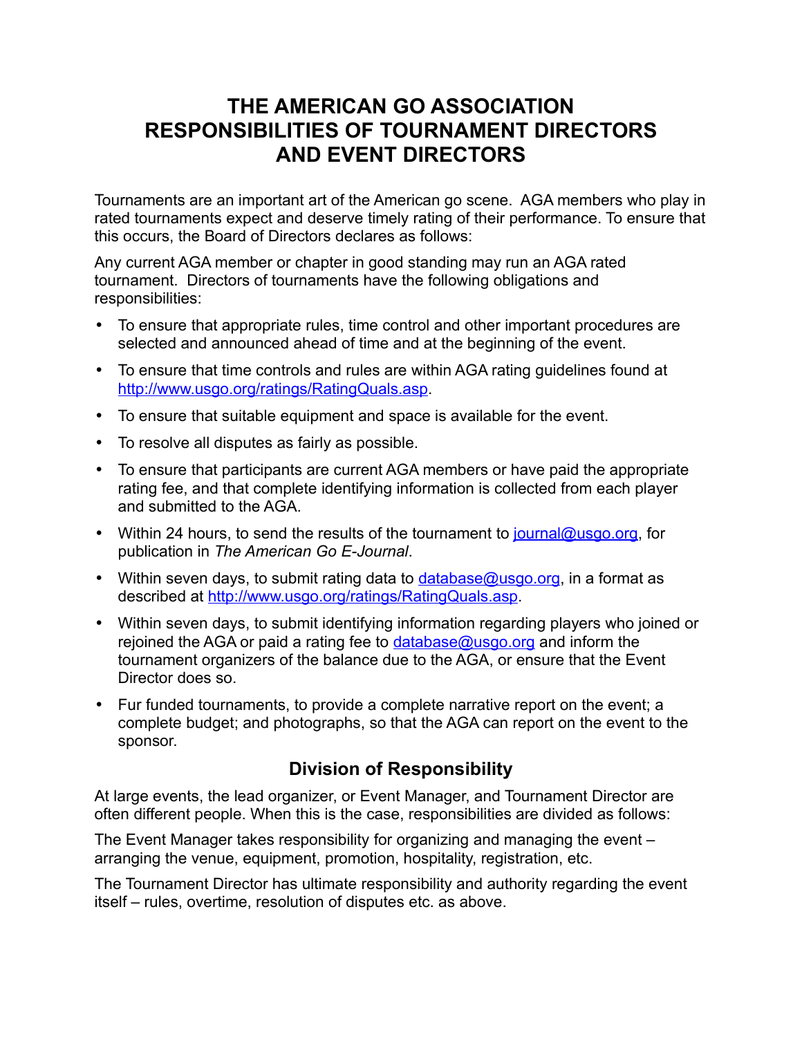# THE AMERICAN GO ASSOCIATION
# RESPONSIBILITIES OF TOURNAMENT DIRECTORS AND EVENT DIRECTORS

Tournaments are an important art of the American go scene. AGA members who play in rated tournaments expect and deserve timely rating of their performance. To ensure that this occurs, the Board of Directors declares as follows:

Any current AGA member or chapter in good standing may run an AGA rated tournament. Directors of tournaments have the following obligations and responsibilities:

- To ensure that appropriate rules, time control and other important procedures are selected and announced ahead of time and at the beginning of the event.
- To ensure that time controls and rules are within AGA rating guidelines found at http://www.usgo.org/ratings/RatingQuals.asp.
- To ensure that suitable equipment and space is available for the event.
- To resolve all disputes as fairly as possible.
- To ensure that participants are current AGA members or have paid the appropriate rating fee, and that complete identifying information is collected from each player and submitted to the AGA.
- Within 24 hours, to send the results of the tournament to journal@usgo.org, for publication in *The American Go E-Journal*.
- Within seven days, to submit rating data to database@usgo.org, in a format as described at http://www.usgo.org/ratings/RatingQuals.asp.
- Within seven days, to submit identifying information regarding players who joined or rejoined the AGA or paid a rating fee to database@usgo.org and inform the tournament organizers of the balance due to the AGA, or ensure that the Event Director does so.
- Fur funded tournaments, to provide a complete narrative report on the event; a complete budget; and photographs, so that the AGA can report on the event to the sponsor.

## Division of Responsibility

At large events, the lead organizer, or Event Manager, and Tournament Director are often different people. When this is the case, responsibilities are divided as follows:

The Event Manager takes responsibility for organizing and managing the event – arranging the venue, equipment, promotion, hospitality, registration, etc.

The Tournament Director has ultimate responsibility and authority regarding the event itself – rules, overtime, resolution of disputes etc. as above.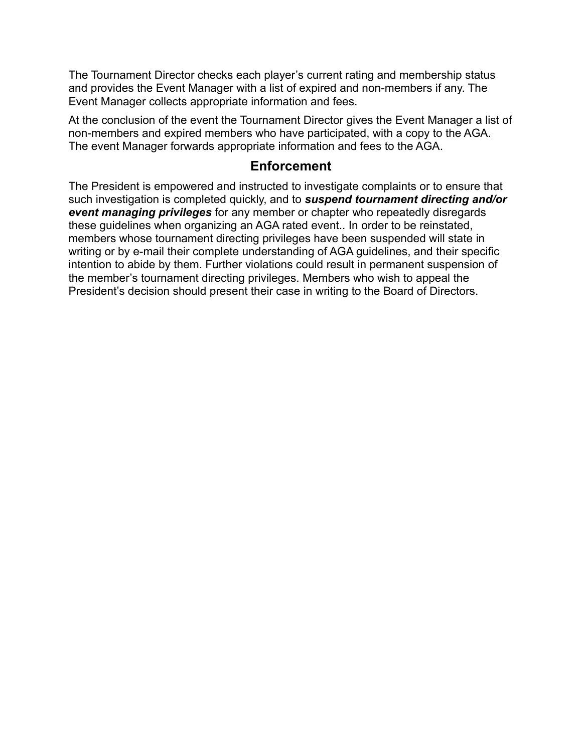The Tournament Director checks each player's current rating and membership status and provides the Event Manager with a list of expired and non-members if any. The Event Manager collects appropriate information and fees.

At the conclusion of the event the Tournament Director gives the Event Manager a list of non-members and expired members who have participated, with a copy to the AGA. The event Manager forwards appropriate information and fees to the AGA.

## Enforcement

The President is empowered and instructed to investigate complaints or to ensure that such investigation is completed quickly, and to ***suspend tournament directing and/or event managing privileges*** for any member or chapter who repeatedly disregards these guidelines when organizing an AGA rated event.. In order to be reinstated, members whose tournament directing privileges have been suspended will state in writing or by e-mail their complete understanding of AGA guidelines, and their specific intention to abide by them. Further violations could result in permanent suspension of the member's tournament directing privileges. Members who wish to appeal the President's decision should present their case in writing to the Board of Directors.